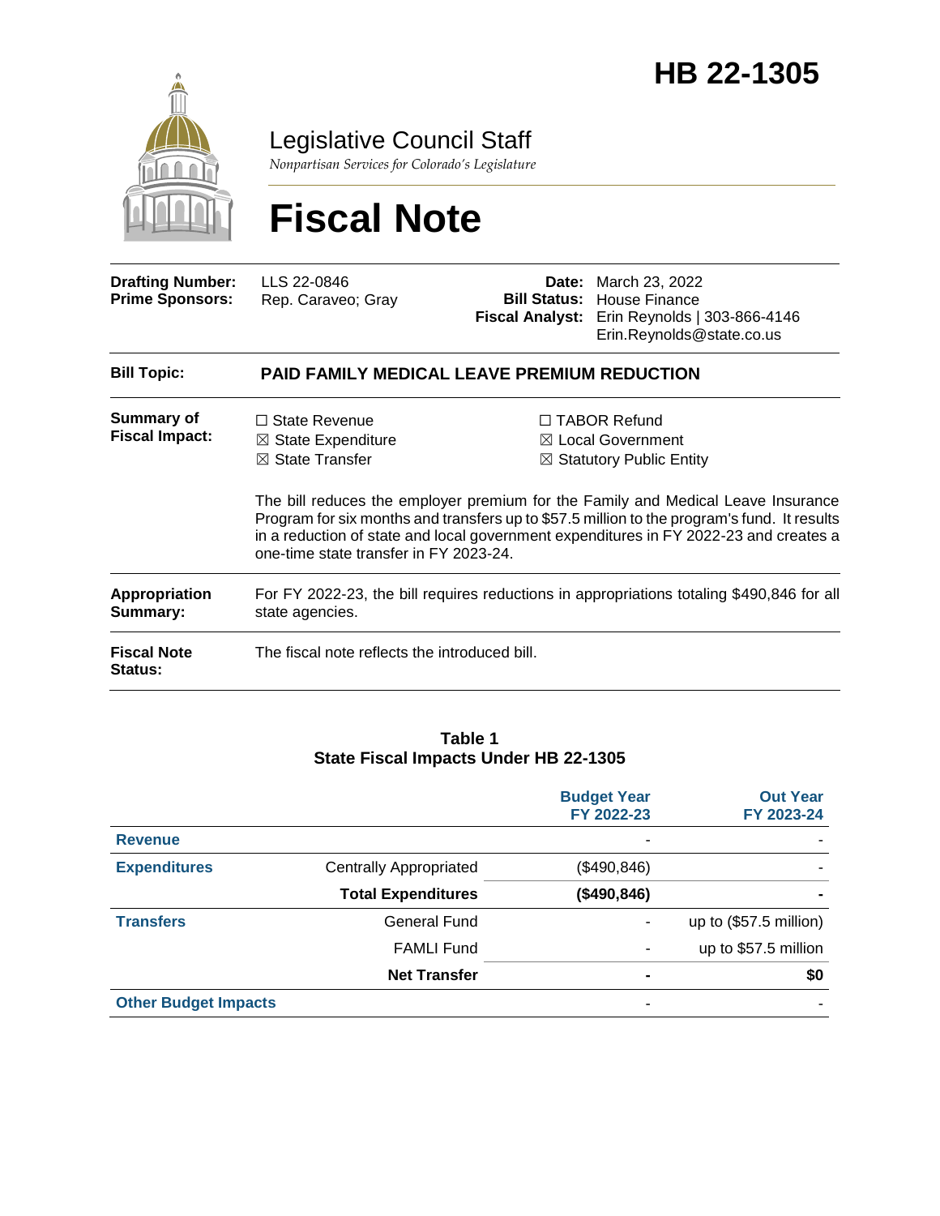# HB 22-1305

Legislative Council Staff

*Nonpartisan Services for Colorado's Legislature*

# Fiscal Note

| | | | |
|---|---|---|---|
| **Drafting Number:** | LLS 22-0846 | **Date:** | March 23, 2022 |
| **Prime Sponsors:** | Rep. Caraveo; Gray | **Bill Status:** | House Finance |
| | | **Fiscal Analyst:** | Erin Reynolds \| 303-866-4146 Erin.Reynolds@state.co.us |

**Bill Topic:** **PAID FAMILY MEDICAL LEAVE PREMIUM REDUCTION**

**Summary of Fiscal Impact:**

☐ State Revenue
☒ State Expenditure
☒ State Transfer
☐ TABOR Refund
☒ Local Government
☒ Statutory Public Entity

The bill reduces the employer premium for the Family and Medical Leave Insurance Program for six months and transfers up to $57.5 million to the program's fund. It results in a reduction of state and local government expenditures in FY 2022-23 and creates a one-time state transfer in FY 2023-24.

**Appropriation Summary:** For FY 2022-23, the bill requires reductions in appropriations totaling $490,846 for all state agencies.

**Fiscal Note Status:** The fiscal note reflects the introduced bill.

**Table 1**
**State Fiscal Impacts Under HB 22-1305**

| | | Budget Year FY 2022-23 | Out Year FY 2023-24 |
|---|---|---|---|
| **Revenue** | | - | - |
| **Expenditures** | Centrally Appropriated | ($490,846) | - |
| | **Total Expenditures** | **($490,846)** | **-** |
| **Transfers** | General Fund | - | up to ($57.5 million) |
| | FAMLI Fund | - | up to $57.5 million |
| | **Net Transfer** | **-** | **$0** |
| **Other Budget Impacts** | | - | - |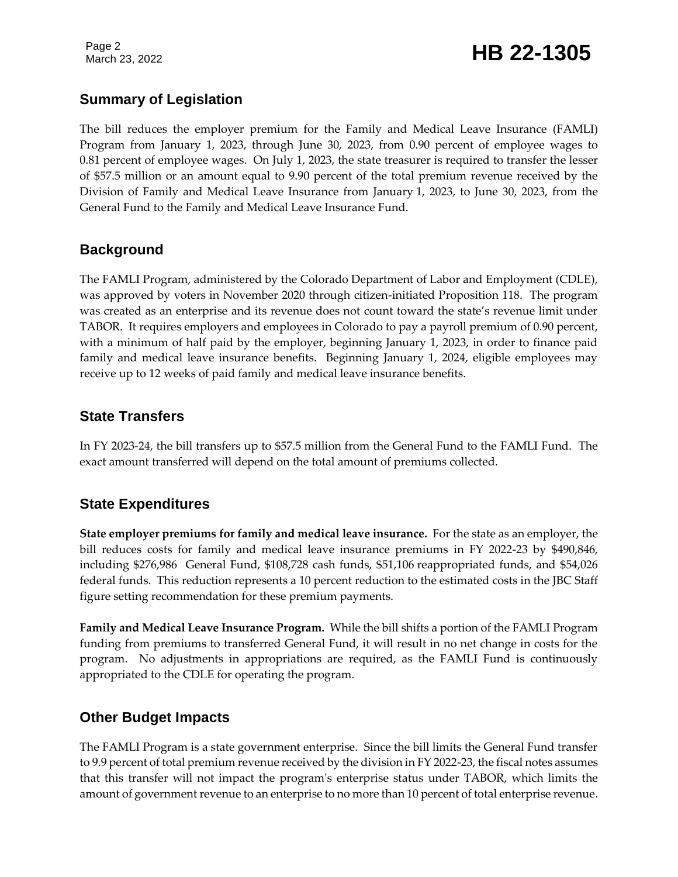## Summary of Legislation

The bill reduces the employer premium for the Family and Medical Leave Insurance (FAMLI) Program from January 1, 2023, through June 30, 2023, from 0.90 percent of employee wages to 0.81 percent of employee wages. On July 1, 2023, the state treasurer is required to transfer the lesser of $57.5 million or an amount equal to 9.90 percent of the total premium revenue received by the Division of Family and Medical Leave Insurance from January 1, 2023, to June 30, 2023, from the General Fund to the Family and Medical Leave Insurance Fund.

## Background

The FAMLI Program, administered by the Colorado Department of Labor and Employment (CDLE), was approved by voters in November 2020 through citizen-initiated Proposition 118. The program was created as an enterprise and its revenue does not count toward the state's revenue limit under TABOR. It requires employers and employees in Colorado to pay a payroll premium of 0.90 percent, with a minimum of half paid by the employer, beginning January 1, 2023, in order to finance paid family and medical leave insurance benefits. Beginning January 1, 2024, eligible employees may receive up to 12 weeks of paid family and medical leave insurance benefits.

## State Transfers

In FY 2023-24, the bill transfers up to $57.5 million from the General Fund to the FAMLI Fund. The exact amount transferred will depend on the total amount of premiums collected.

## State Expenditures

**State employer premiums for family and medical leave insurance.** For the state as an employer, the bill reduces costs for family and medical leave insurance premiums in FY 2022-23 by $490,846, including $276,986 General Fund, $108,728 cash funds, $51,106 reappropriated funds, and $54,026 federal funds. This reduction represents a 10 percent reduction to the estimated costs in the JBC Staff figure setting recommendation for these premium payments.

**Family and Medical Leave Insurance Program.** While the bill shifts a portion of the FAMLI Program funding from premiums to transferred General Fund, it will result in no net change in costs for the program. No adjustments in appropriations are required, as the FAMLI Fund is continuously appropriated to the CDLE for operating the program.

## Other Budget Impacts

The FAMLI Program is a state government enterprise. Since the bill limits the General Fund transfer to 9.9 percent of total premium revenue received by the division in FY 2022-23, the fiscal notes assumes that this transfer will not impact the program's enterprise status under TABOR, which limits the amount of government revenue to an enterprise to no more than 10 percent of total enterprise revenue.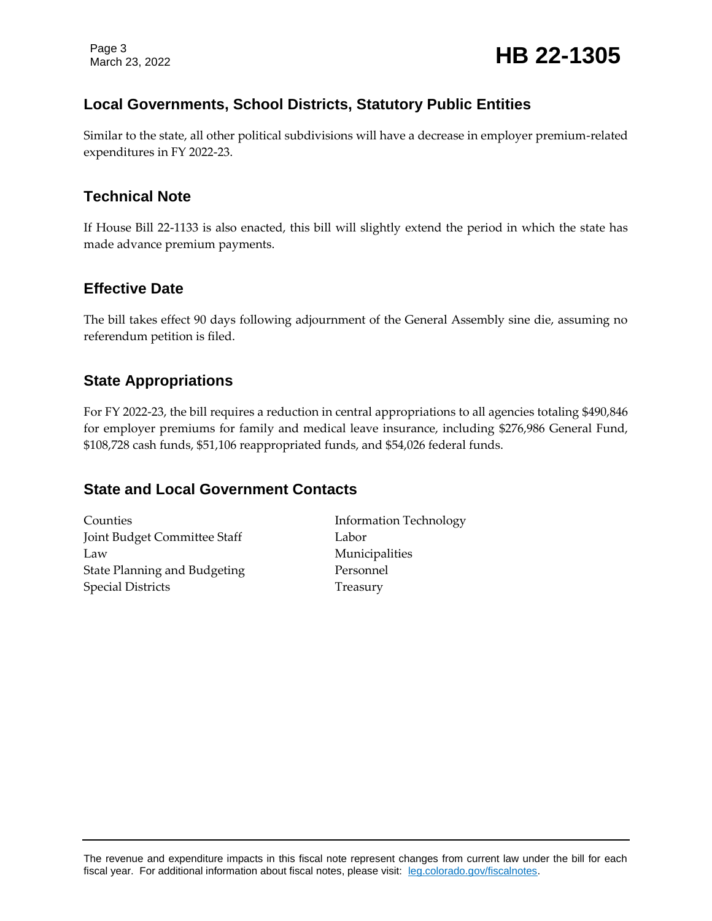## Local Governments, School Districts, Statutory Public Entities

Similar to the state, all other political subdivisions will have a decrease in employer premium-related expenditures in FY 2022-23.

## Technical Note

If House Bill 22-1133 is also enacted, this bill will slightly extend the period in which the state has made advance premium payments.

## Effective Date

The bill takes effect 90 days following adjournment of the General Assembly sine die, assuming no referendum petition is filed.

## State Appropriations

For FY 2022-23, the bill requires a reduction in central appropriations to all agencies totaling $490,846 for employer premiums for family and medical leave insurance, including $276,986 General Fund, $108,728 cash funds, $51,106 reappropriated funds, and $54,026 federal funds.

## State and Local Government Contacts

Counties
Joint Budget Committee Staff
Law
State Planning and Budgeting
Special Districts
Information Technology
Labor
Municipalities
Personnel
Treasury

The revenue and expenditure impacts in this fiscal note represent changes from current law under the bill for each fiscal year. For additional information about fiscal notes, please visit: leg.colorado.gov/fiscalnotes.